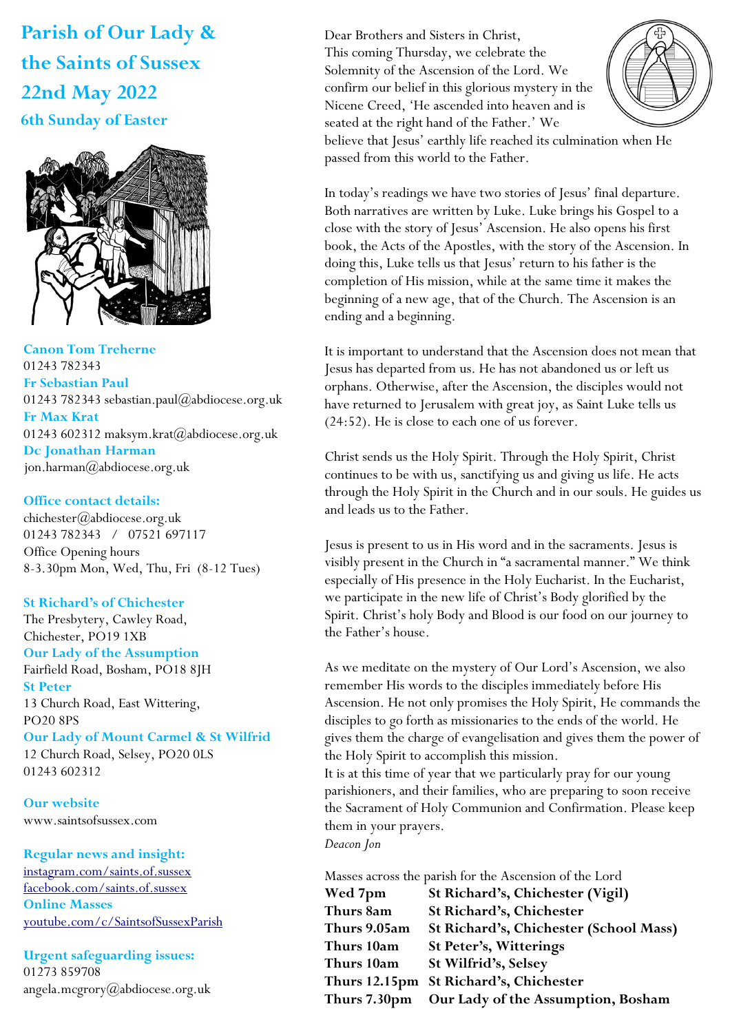# Parish of Our Lady & the Saints of Sussex

## 22nd May 2022

### 6th Sunday of Easter

**Canon Tom Treherne**
01243 782343

**Fr Sebastian Paul**
01243 782343 sebastian.paul@abdiocese.org.uk

**Fr Max Krat**
01243 602312 maksym.krat@abdiocese.org.uk

**Dc Jonathan Harman**
jon.harman@abdiocese.org.uk

**Office contact details:**
chichester@abdiocese.org.uk
01243 782343 / 07521 697117
Office Opening hours
8-3.30pm Mon, Wed, Thu, Fri (8-12 Tues)

**St Richard's of Chichester**
The Presbytery, Cawley Road,
Chichester, PO19 1XB

**Our Lady of the Assumption**
Fairfield Road, Bosham, PO18 8JH

**St Peter**
13 Church Road, East Wittering,
PO20 8PS

**Our Lady of Mount Carmel & St Wilfrid**
12 Church Road, Selsey, PO20 0LS
01243 602312

**Our website**
www.saintsofsussex.com

**Regular news and insight:**
instagram.com/saints.of.sussex
facebook.com/saints.of.sussex

**Online Masses**
youtube.com/c/SaintsofSussexParish

**Urgent safeguarding issues:**
01273 859708
angela.mcgrory@abdiocese.org.uk

Dear Brothers and Sisters in Christ,
This coming Thursday, we celebrate the Solemnity of the Ascension of the Lord. We confirm our belief in this glorious mystery in the Nicene Creed, 'He ascended into heaven and is seated at the right hand of the Father.' We believe that Jesus' earthly life reached its culmination when He passed from this world to the Father.

In today's readings we have two stories of Jesus' final departure. Both narratives are written by Luke. Luke brings his Gospel to a close with the story of Jesus' Ascension. He also opens his first book, the Acts of the Apostles, with the story of the Ascension. In doing this, Luke tells us that Jesus' return to his father is the completion of His mission, while at the same time it makes the beginning of a new age, that of the Church. The Ascension is an ending and a beginning.

It is important to understand that the Ascension does not mean that Jesus has departed from us. He has not abandoned us or left us orphans. Otherwise, after the Ascension, the disciples would not have returned to Jerusalem with great joy, as Saint Luke tells us (24:52). He is close to each one of us forever.

Christ sends us the Holy Spirit. Through the Holy Spirit, Christ continues to be with us, sanctifying us and giving us life. He acts through the Holy Spirit in the Church and in our souls. He guides us and leads us to the Father.

Jesus is present to us in His word and in the sacraments. Jesus is visibly present in the Church in "a sacramental manner." We think especially of His presence in the Holy Eucharist. In the Eucharist, we participate in the new life of Christ's Body glorified by the Spirit. Christ's holy Body and Blood is our food on our journey to the Father's house.

As we meditate on the mystery of Our Lord's Ascension, we also remember His words to the disciples immediately before His Ascension. He not only promises the Holy Spirit, He commands the disciples to go forth as missionaries to the ends of the world. He gives them the charge of evangelisation and gives them the power of the Holy Spirit to accomplish this mission.
It is at this time of year that we particularly pray for our young parishioners, and their families, who are preparing to soon receive the Sacrament of Holy Communion and Confirmation. Please keep them in your prayers.
*Deacon Jon*

Masses across the parish for the Ascension of the Lord

| | |
|---|---|
| **Wed 7pm** | **St Richard's, Chichester (Vigil)** |
| **Thurs 8am** | **St Richard's, Chichester** |
| **Thurs 9.05am** | **St Richard's, Chichester (School Mass)** |
| **Thurs 10am** | **St Peter's, Witterings** |
| **Thurs 10am** | **St Wilfrid's, Selsey** |
| **Thurs 12.15pm** | **St Richard's, Chichester** |
| **Thurs 7.30pm** | **Our Lady of the Assumption, Bosham** |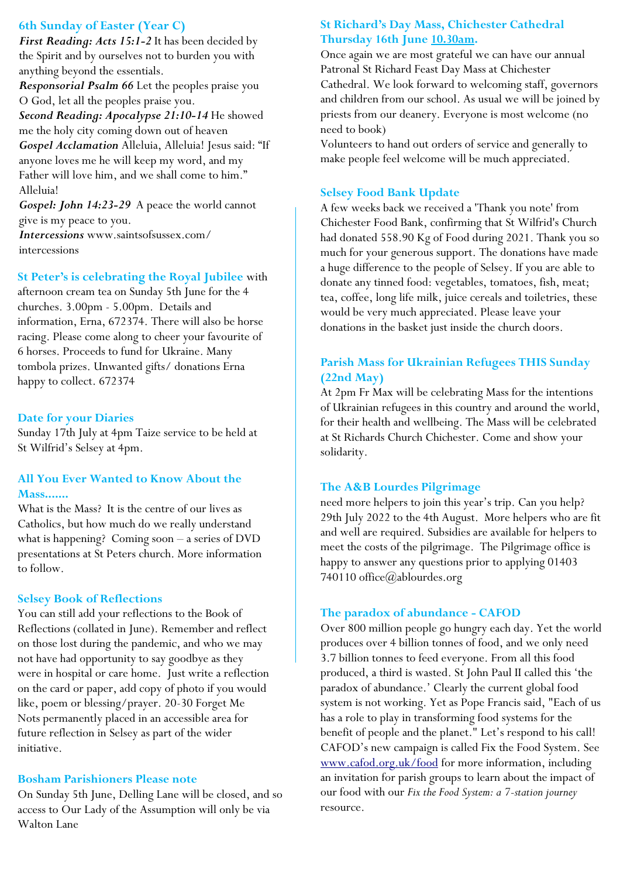## 6th Sunday of Easter (Year C)

***First Reading: Acts 15:1-2*** It has been decided by the Spirit and by ourselves not to burden you with anything beyond the essentials.

***Responsorial Psalm 66*** Let the peoples praise you O God, let all the peoples praise you.

***Second Reading: Apocalypse 21:10-14*** He showed me the holy city coming down out of heaven

***Gospel Acclamation*** Alleluia, Alleluia! Jesus said: "If anyone loves me he will keep my word, and my Father will love him, and we shall come to him." Alleluia!

***Gospel: John 14:23-29*** A peace the world cannot give is my peace to you.

***Intercessions*** www.saintsofsussex.com/intercessions

**St Peter's is celebrating the Royal Jubilee** with afternoon cream tea on Sunday 5th June for the 4 churches. 3.00pm - 5.00pm. Details and information, Erna, 672374. There will also be horse racing. Please come along to cheer your favourite of 6 horses. Proceeds to fund for Ukraine. Many tombola prizes. Unwanted gifts/ donations Erna happy to collect. 672374

## Date for your Diaries

Sunday 17th July at 4pm Taize service to be held at St Wilfrid's Selsey at 4pm.

## All You Ever Wanted to Know About the Mass.......

What is the Mass? It is the centre of our lives as Catholics, but how much do we really understand what is happening? Coming soon – a series of DVD presentations at St Peters church. More information to follow.

## Selsey Book of Reflections

You can still add your reflections to the Book of Reflections (collated in June). Remember and reflect on those lost during the pandemic, and who we may not have had opportunity to say goodbye as they were in hospital or care home. Just write a reflection on the card or paper, add copy of photo if you would like, poem or blessing/prayer. 20-30 Forget Me Nots permanently placed in an accessible area for future reflection in Selsey as part of the wider initiative.

## Bosham Parishioners Please note

On Sunday 5th June, Delling Lane will be closed, and so access to Our Lady of the Assumption will only be via Walton Lane

## St Richard's Day Mass, Chichester Cathedral Thursday 16th June 10.30am.

Once again we are most grateful we can have our annual Patronal St Richard Feast Day Mass at Chichester Cathedral. We look forward to welcoming staff, governors and children from our school. As usual we will be joined by priests from our deanery. Everyone is most welcome (no need to book)

Volunteers to hand out orders of service and generally to make people feel welcome will be much appreciated.

## Selsey Food Bank Update

A few weeks back we received a 'Thank you note' from Chichester Food Bank, confirming that St Wilfrid's Church had donated 558.90 Kg of Food during 2021. Thank you so much for your generous support. The donations have made a huge difference to the people of Selsey. If you are able to donate any tinned food: vegetables, tomatoes, fish, meat; tea, coffee, long life milk, juice cereals and toiletries, these would be very much appreciated. Please leave your donations in the basket just inside the church doors.

## Parish Mass for Ukrainian Refugees THIS Sunday (22nd May)

At 2pm Fr Max will be celebrating Mass for the intentions of Ukrainian refugees in this country and around the world, for their health and wellbeing. The Mass will be celebrated at St Richards Church Chichester. Come and show your solidarity.

## The A&B Lourdes Pilgrimage

need more helpers to join this year's trip. Can you help? 29th July 2022 to the 4th August. More helpers who are fit and well are required. Subsidies are available for helpers to meet the costs of the pilgrimage. The Pilgrimage office is happy to answer any questions prior to applying 01403 740110 office@ablourdes.org

## The paradox of abundance - CAFOD

Over 800 million people go hungry each day. Yet the world produces over 4 billion tonnes of food, and we only need 3.7 billion tonnes to feed everyone. From all this food produced, a third is wasted. St John Paul II called this 'the paradox of abundance.' Clearly the current global food system is not working. Yet as Pope Francis said, "Each of us has a role to play in transforming food systems for the benefit of people and the planet." Let's respond to his call! CAFOD's new campaign is called Fix the Food System. See www.cafod.org.uk/food for more information, including an invitation for parish groups to learn about the impact of our food with our *Fix the Food System: a 7-station journey* resource.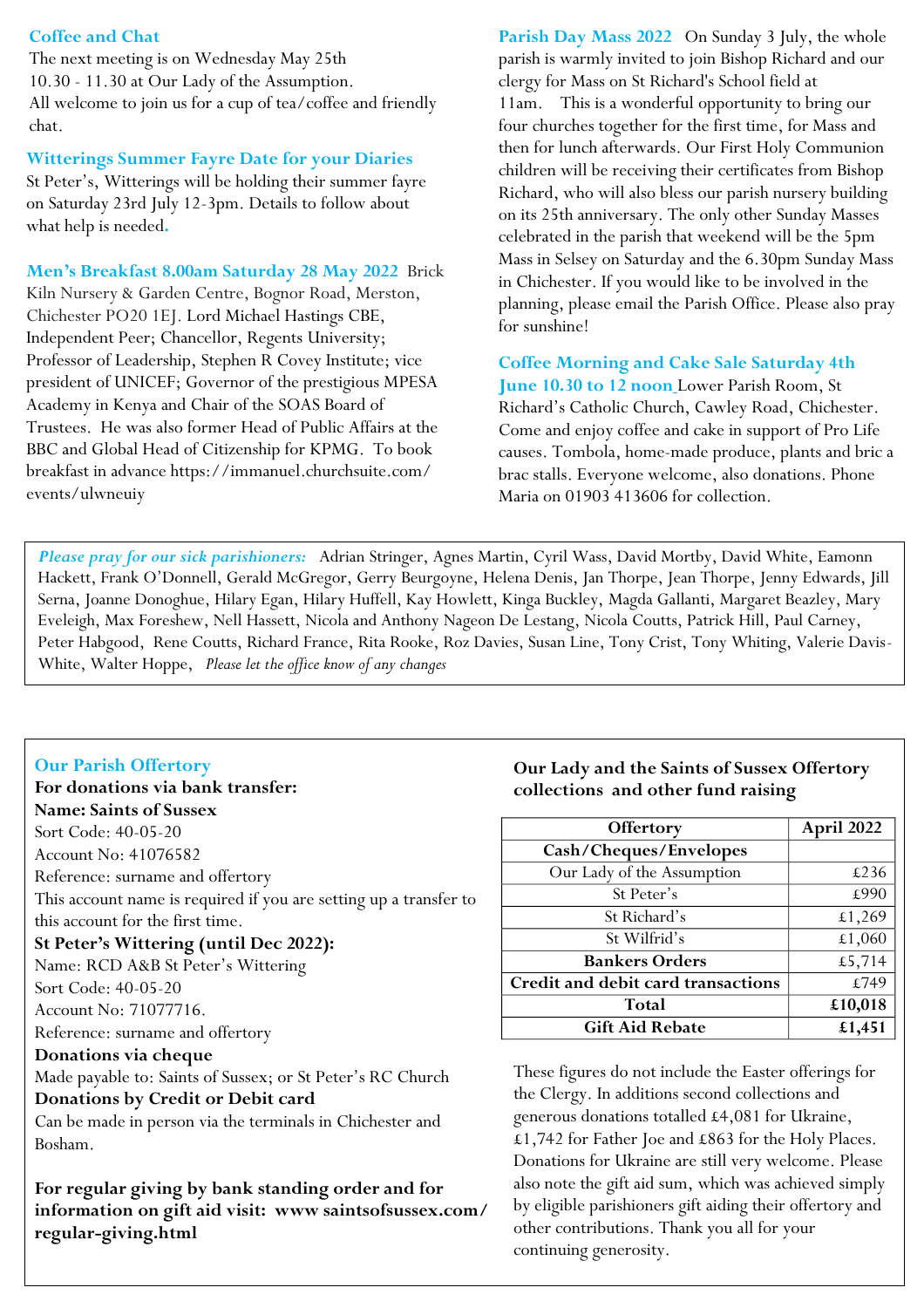### Coffee and Chat

The next meeting is on Wednesday May 25th 10.30 - 11.30 at Our Lady of the Assumption. All welcome to join us for a cup of tea/coffee and friendly chat.

### Witterings Summer Fayre Date for your Diaries

St Peter's, Witterings will be holding their summer fayre on Saturday 23rd July 12-3pm. Details to follow about what help is needed.

**Men's Breakfast 8.00am Saturday 28 May 2022** Brick Kiln Nursery & Garden Centre, Bognor Road, Merston, Chichester PO20 1EJ. Lord Michael Hastings CBE, Independent Peer; Chancellor, Regents University; Professor of Leadership, Stephen R Covey Institute; vice president of UNICEF; Governor of the prestigious MPESA Academy in Kenya and Chair of the SOAS Board of Trustees. He was also former Head of Public Affairs at the BBC and Global Head of Citizenship for KPMG. To book breakfast in advance https://immanuel.churchsuite.com/events/ulwneuiy

**Parish Day Mass 2022** On Sunday 3 July, the whole parish is warmly invited to join Bishop Richard and our clergy for Mass on St Richard's School field at 11am. This is a wonderful opportunity to bring our four churches together for the first time, for Mass and then for lunch afterwards. Our First Holy Communion children will be receiving their certificates from Bishop Richard, who will also bless our parish nursery building on its 25th anniversary. The only other Sunday Masses celebrated in the parish that weekend will be the 5pm Mass in Selsey on Saturday and the 6.30pm Sunday Mass in Chichester. If you would like to be involved in the planning, please email the Parish Office. Please also pray for sunshine!

**Coffee Morning and Cake Sale Saturday 4th June 10.30 to 12 noon** Lower Parish Room, St Richard's Catholic Church, Cawley Road, Chichester. Come and enjoy coffee and cake in support of Pro Life causes. Tombola, home-made produce, plants and bric a brac stalls. Everyone welcome, also donations. Phone Maria on 01903 413606 for collection.

***Please pray for our sick parishioners:*** Adrian Stringer, Agnes Martin, Cyril Wass, David Mortby, David White, Eamonn Hackett, Frank O'Donnell, Gerald McGregor, Gerry Beurgoyne, Helena Denis, Jan Thorpe, Jean Thorpe, Jenny Edwards, Jill Serna, Joanne Donoghue, Hilary Egan, Hilary Huffell, Kay Howlett, Kinga Buckley, Magda Gallanti, Margaret Beazley, Mary Eveleigh, Max Foreshew, Nell Hassett, Nicola and Anthony Nageon De Lestang, Nicola Coutts, Patrick Hill, Paul Carney, Peter Habgood, Rene Coutts, Richard France, Rita Rooke, Roz Davies, Susan Line, Tony Crist, Tony Whiting, Valerie Davis-White, Walter Hoppe, *Please let the office know of any changes*

### Our Parish Offertory

**For donations via bank transfer:**
**Name: Saints of Sussex**
Sort Code: 40-05-20
Account No: 41076582
Reference: surname and offertory
This account name is required if you are setting up a transfer to this account for the first time.

**St Peter's Wittering (until Dec 2022):**
Name: RCD A&B St Peter's Wittering
Sort Code: 40-05-20
Account No: 71077716.
Reference: surname and offertory

**Donations via cheque**
Made payable to: Saints of Sussex; or St Peter's RC Church

**Donations by Credit or Debit card**
Can be made in person via the terminals in Chichester and Bosham.

**For regular giving by bank standing order and for information on gift aid visit: www saintsofsussex.com/regular-giving.html**

**Our Lady and the Saints of Sussex Offertory collections and other fund raising**

| Offertory | April 2022 |
|---|---|
| **Cash/Cheques/Envelopes** | |
| Our Lady of the Assumption | £236 |
| St Peter's | £990 |
| St Richard's | £1,269 |
| St Wilfrid's | £1,060 |
| **Bankers Orders** | £5,714 |
| **Credit and debit card transactions** | £749 |
| **Total** | **£10,018** |
| **Gift Aid Rebate** | **£1,451** |

These figures do not include the Easter offerings for the Clergy. In additions second collections and generous donations totalled £4,081 for Ukraine, £1,742 for Father Joe and £863 for the Holy Places. Donations for Ukraine are still very welcome. Please also note the gift aid sum, which was achieved simply by eligible parishioners gift aiding their offertory and other contributions. Thank you all for your continuing generosity.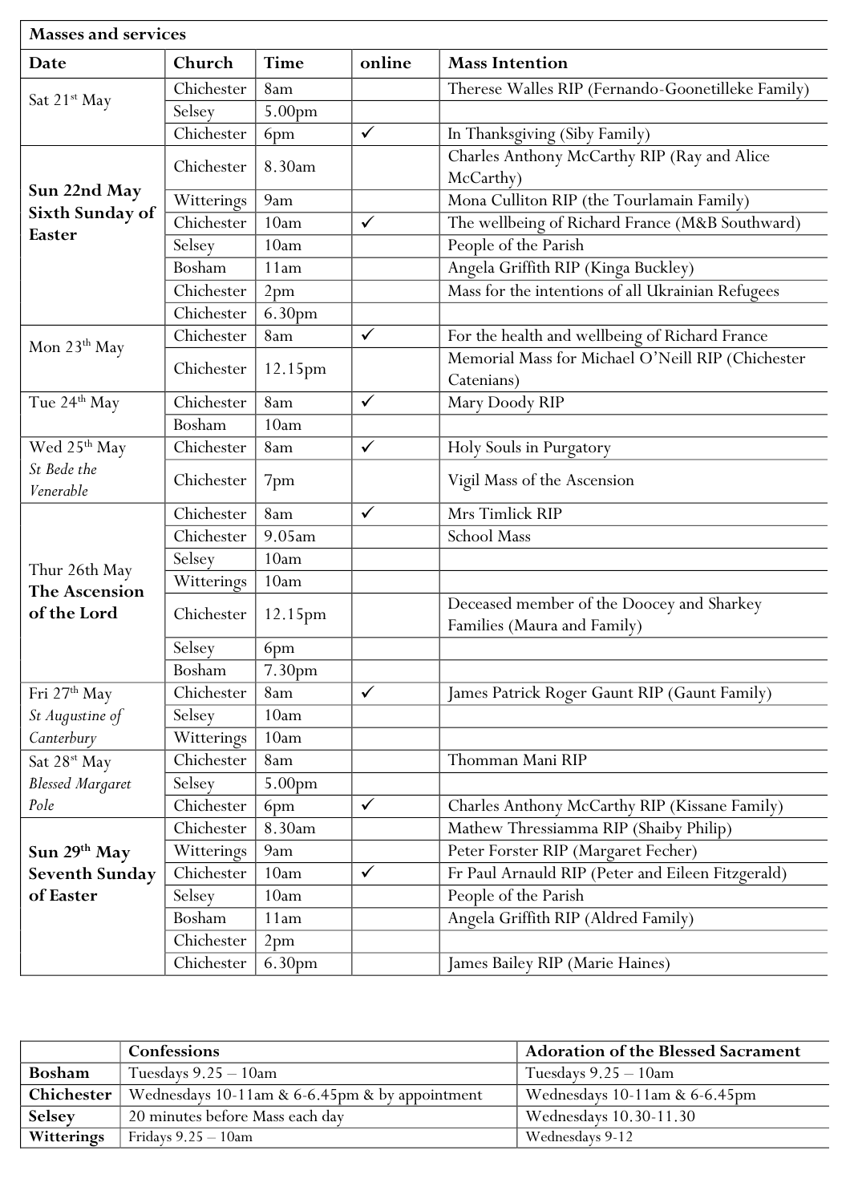| Masses and services | | | | |
|---|---|---|---|---|
| **Date** | **Church** | **Time** | **online** | **Mass Intention** |
| Sat 21st May | Chichester | 8am | | Therese Walles RIP (Fernando-Goonetilleke Family) |
| | Selsey | 5.00pm | | |
| | Chichester | 6pm | ✓ | In Thanksgiving (Siby Family) |
| **Sun 22nd May Sixth Sunday of Easter** | Chichester | 8.30am | | Charles Anthony McCarthy RIP (Ray and Alice McCarthy) |
| | Witterings | 9am | | Mona Culliton RIP (the Tourlamain Family) |
| | Chichester | 10am | ✓ | The wellbeing of Richard France (M&B Southward) |
| | Selsey | 10am | | People of the Parish |
| | Bosham | 11am | | Angela Griffith RIP (Kinga Buckley) |
| | Chichester | 2pm | | Mass for the intentions of all Ukrainian Refugees |
| | Chichester | 6.30pm | | |
| Mon 23th May | Chichester | 8am | ✓ | For the health and wellbeing of Richard France |
| | Chichester | 12.15pm | | Memorial Mass for Michael O'Neill RIP (Chichester Catenians) |
| Tue 24th May | Chichester | 8am | ✓ | Mary Doody RIP |
| | Bosham | 10am | | |
| Wed 25th May *St Bede the Venerable* | Chichester | 8am | ✓ | Holy Souls in Purgatory |
| | Chichester | 7pm | | Vigil Mass of the Ascension |
| Thur 26th May **The Ascension of the Lord** | Chichester | 8am | ✓ | Mrs Timlick RIP |
| | Chichester | 9.05am | | School Mass |
| | Selsey | 10am | | |
| | Witterings | 10am | | |
| | Chichester | 12.15pm | | Deceased member of the Doocey and Sharkey Families (Maura and Family) |
| | Selsey | 6pm | | |
| | Bosham | 7.30pm | | |
| Fri 27th May *St Augustine of Canterbury* | Chichester | 8am | ✓ | James Patrick Roger Gaunt RIP (Gaunt Family) |
| | Selsey | 10am | | |
| | Witterings | 10am | | |
| Sat 28st May *Blessed Margaret Pole* | Chichester | 8am | | Thomman Mani RIP |
| | Selsey | 5.00pm | | |
| | Chichester | 6pm | ✓ | Charles Anthony McCarthy RIP (Kissane Family) |
| **Sun 29th May Seventh Sunday of Easter** | Chichester | 8.30am | | Mathew Thressiamma RIP (Shaiby Philip) |
| | Witterings | 9am | | Peter Forster RIP (Margaret Fecher) |
| | Chichester | 10am | ✓ | Fr Paul Arnauld RIP (Peter and Eileen Fitzgerald) |
| | Selsey | 10am | | People of the Parish |
| | Bosham | 11am | | Angela Griffith RIP (Aldred Family) |
| | Chichester | 2pm | | |
| | Chichester | 6.30pm | | James Bailey RIP (Marie Haines) |

| | **Confessions** | **Adoration of the Blessed Sacrament** |
|---|---|---|
| **Bosham** | Tuesdays 9.25 – 10am | Tuesdays 9.25 – 10am |
| **Chichester** | Wednesdays 10-11am & 6-6.45pm & by appointment | Wednesdays 10-11am & 6-6.45pm |
| **Selsey** | 20 minutes before Mass each day | Wednesdays 10.30-11.30 |
| **Witterings** | Fridays 9.25 – 10am | Wednesdays 9-12 |